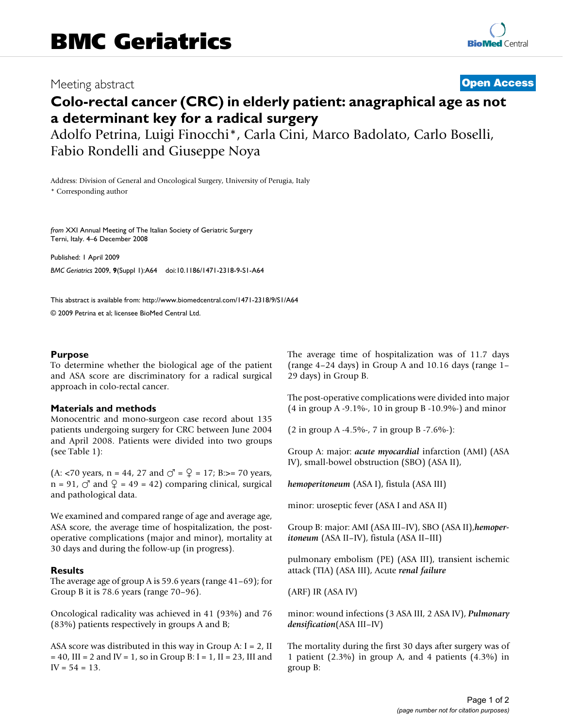# BMC Geriatrics

Meeting abstract

**Open Access**

## Colo-rectal cancer (CRC) in elderly patient: anagraphical age as not a determinant key for a radical surgery

Adolfo Petrina, Luigi Finocchi*, Carla Cini, Marco Badolato, Carlo Boselli, Fabio Rondelli and Giuseppe Noya

Address: Division of General and Oncological Surgery, University of Perugia, Italy

\* Corresponding author

*from* XXI Annual Meeting of The Italian Society of Geriatric Surgery
Terni, Italy. 4–6 December 2008

Published: 1 April 2009

*BMC Geriatrics* 2009, **9**(Suppl 1):A64 doi:10.1186/1471-2318-9-S1-A64

This abstract is available from: http://www.biomedcentral.com/1471-2318/9/S1/A64

© 2009 Petrina et al; licensee BioMed Central Ltd.

### Purpose

To determine whether the biological age of the patient and ASA score are discriminatory for a radical surgical approach in colo-rectal cancer.

### Materials and methods

Monocentric and mono-surgeon case record about 135 patients undergoing surgery for CRC between June 2004 and April 2008. Patients were divided into two groups (see Table 1):

(A: <70 years, n = 44, 27 and ♂ = ♀ = 17; B:>= 70 years, n = 91, ♂ and ♀ = 49 = 42) comparing clinical, surgical and pathological data.

We examined and compared range of age and average age, ASA score, the average time of hospitalization, the post-operative complications (major and minor), mortality at 30 days and during the follow-up (in progress).

### Results

The average age of group A is 59.6 years (range 41–69); for Group B it is 78.6 years (range 70–96).

Oncological radicality was achieved in 41 (93%) and 76 (83%) patients respectively in groups A and B;

ASA score was distributed in this way in Group A: I = 2, II = 40, III = 2 and IV = 1, so in Group B: I = 1, II = 23, III and IV = 54 = 13.

The average time of hospitalization was of 11.7 days (range 4–24 days) in Group A and 10.16 days (range 1–29 days) in Group B.

The post-operative complications were divided into major (4 in group A -9.1%-, 10 in group B -10.9%-) and minor

(2 in group A -4.5%-, 7 in group B -7.6%-):

Group A: major: ***acute myocardial*** infarction (AMI) (ASA IV), small-bowel obstruction (SBO) (ASA II),

***hemoperitoneum*** (ASA I), fistula (ASA III)

minor: uroseptic fever (ASA I and ASA II)

Group B: major: AMI (ASA III–IV), SBO (ASA II),***hemoperitoneum*** (ASA II–IV), fistula (ASA II–III)

pulmonary embolism (PE) (ASA III), transient ischemic attack (TIA) (ASA III), Acute ***renal failure***

(ARF) IR (ASA IV)

minor: wound infections (3 ASA III, 2 ASA IV), ***Pulmonary densification***(ASA III–IV)

The mortality during the first 30 days after surgery was of 1 patient (2.3%) in group A, and 4 patients (4.3%) in group B: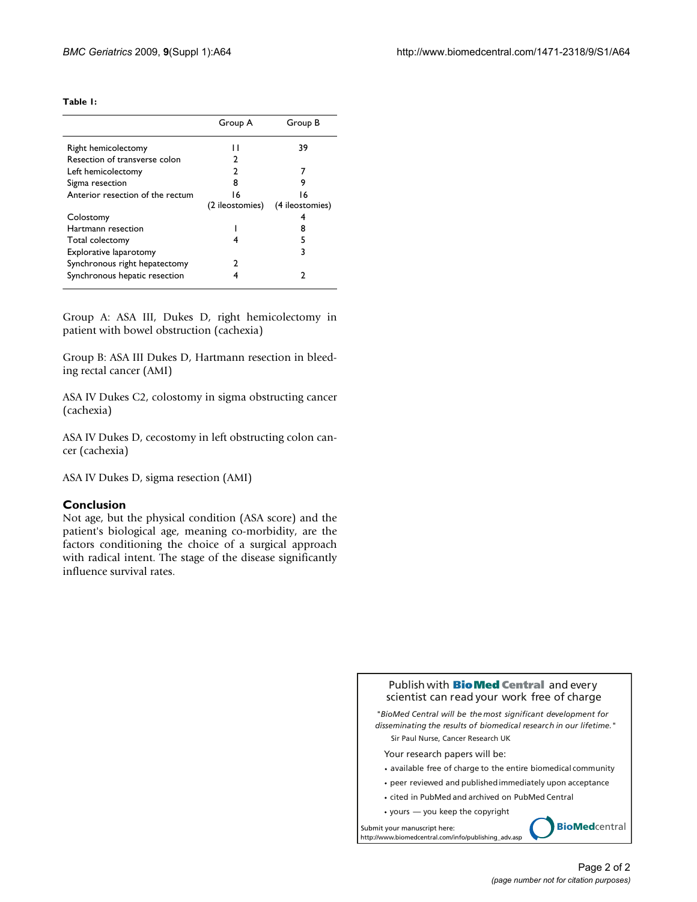**Table 1:**

| | Group A | Group B |
|---|---|---|
| Right hemicolectomy | 11 | 39 |
| Resection of transverse colon | 2 | |
| Left hemicolectomy | 2 | 7 |
| Sigma resection | 8 | 9 |
| Anterior resection of the rectum | 16 (2 ileostomies) | 16 (4 ileostomies) |
| Colostomy | | 4 |
| Hartmann resection | 1 | 8 |
| Total colectomy | 4 | 5 |
| Explorative laparotomy | | 3 |
| Synchronous right hepatectomy | 2 | |
| Synchronous hepatic resection | 4 | 2 |

Group A: ASA III, Dukes D, right hemicolectomy in patient with bowel obstruction (cachexia)

Group B: ASA III Dukes D, Hartmann resection in bleeding rectal cancer (AMI)

ASA IV Dukes C2, colostomy in sigma obstructing cancer (cachexia)

ASA IV Dukes D, cecostomy in left obstructing colon cancer (cachexia)

ASA IV Dukes D, sigma resection (AMI)

## Conclusion

Not age, but the physical condition (ASA score) and the patient's biological age, meaning co-morbidity, are the factors conditioning the choice of a surgical approach with radical intent. The stage of the disease significantly influence survival rates.